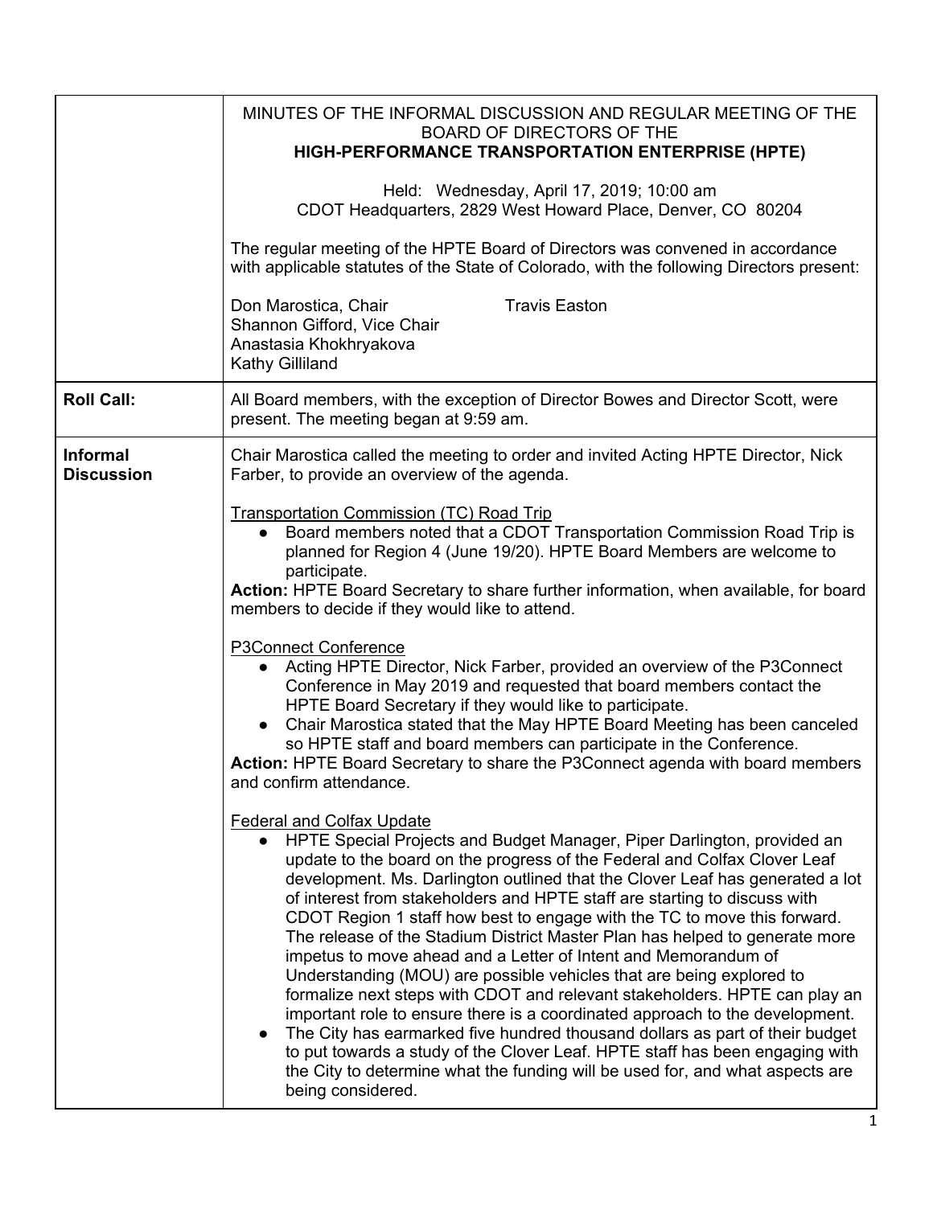MINUTES OF THE INFORMAL DISCUSSION AND REGULAR MEETING OF THE BOARD OF DIRECTORS OF THE
**HIGH-PERFORMANCE TRANSPORTATION ENTERPRISE (HPTE)**

Held: Wednesday, April 17, 2019; 10:00 am
CDOT Headquarters, 2829 West Howard Place, Denver, CO 80204

The regular meeting of the HPTE Board of Directors was convened in accordance with applicable statutes of the State of Colorado, with the following Directors present:

Don Marostica, Chair
Shannon Gifford, Vice Chair
Anastasia Khokhryakova
Kathy Gilliland
Travis Easton

**Roll Call:**

All Board members, with the exception of Director Bowes and Director Scott, were present. The meeting began at 9:59 am.

**Informal Discussion**

Chair Marostica called the meeting to order and invited Acting HPTE Director, Nick Farber, to provide an overview of the agenda.

Transportation Commission (TC) Road Trip

- Board members noted that a CDOT Transportation Commission Road Trip is planned for Region 4 (June 19/20). HPTE Board Members are welcome to participate.

**Action:** HPTE Board Secretary to share further information, when available, for board members to decide if they would like to attend.

P3Connect Conference

- Acting HPTE Director, Nick Farber, provided an overview of the P3Connect Conference in May 2019 and requested that board members contact the HPTE Board Secretary if they would like to participate.
- Chair Marostica stated that the May HPTE Board Meeting has been canceled so HPTE staff and board members can participate in the Conference.

**Action:** HPTE Board Secretary to share the P3Connect agenda with board members and confirm attendance.

Federal and Colfax Update

- HPTE Special Projects and Budget Manager, Piper Darlington, provided an update to the board on the progress of the Federal and Colfax Clover Leaf development. Ms. Darlington outlined that the Clover Leaf has generated a lot of interest from stakeholders and HPTE staff are starting to discuss with CDOT Region 1 staff how best to engage with the TC to move this forward. The release of the Stadium District Master Plan has helped to generate more impetus to move ahead and a Letter of Intent and Memorandum of Understanding (MOU) are possible vehicles that are being explored to formalize next steps with CDOT and relevant stakeholders. HPTE can play an important role to ensure there is a coordinated approach to the development.
- The City has earmarked five hundred thousand dollars as part of their budget to put towards a study of the Clover Leaf. HPTE staff has been engaging with the City to determine what the funding will be used for, and what aspects are being considered.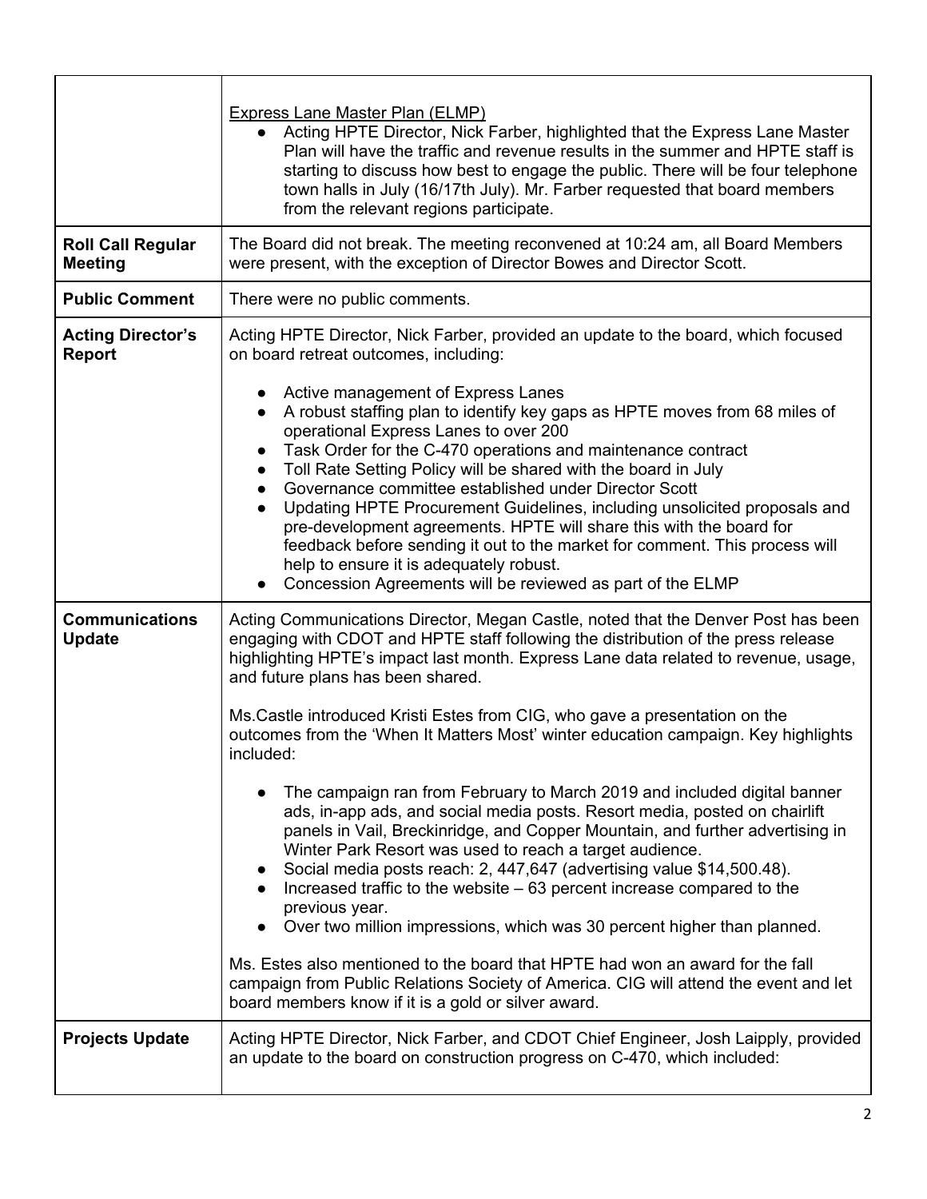| | |
|---|---|
| | Express Lane Master Plan (ELMP)<br>• Acting HPTE Director, Nick Farber, highlighted that the Express Lane Master Plan will have the traffic and revenue results in the summer and HPTE staff is starting to discuss how best to engage the public. There will be four telephone town halls in July (16/17th July). Mr. Farber requested that board members from the relevant regions participate. |
| **Roll Call Regular Meeting** | The Board did not break. The meeting reconvened at 10:24 am, all Board Members were present, with the exception of Director Bowes and Director Scott. |
| **Public Comment** | There were no public comments. |
| **Acting Director's Report** | Acting HPTE Director, Nick Farber, provided an update to the board, which focused on board retreat outcomes, including:<br><br>• Active management of Express Lanes<br>• A robust staffing plan to identify key gaps as HPTE moves from 68 miles of operational Express Lanes to over 200<br>• Task Order for the C-470 operations and maintenance contract<br>• Toll Rate Setting Policy will be shared with the board in July<br>• Governance committee established under Director Scott<br>• Updating HPTE Procurement Guidelines, including unsolicited proposals and pre-development agreements. HPTE will share this with the board for feedback before sending it out to the market for comment. This process will help to ensure it is adequately robust.<br>• Concession Agreements will be reviewed as part of the ELMP |
| **Communications Update** | Acting Communications Director, Megan Castle, noted that the Denver Post has been engaging with CDOT and HPTE staff following the distribution of the press release highlighting HPTE's impact last month. Express Lane data related to revenue, usage, and future plans has been shared.<br><br>Ms.Castle introduced Kristi Estes from CIG, who gave a presentation on the outcomes from the 'When It Matters Most' winter education campaign. Key highlights included:<br><br>• The campaign ran from February to March 2019 and included digital banner ads, in-app ads, and social media posts. Resort media, posted on chairlift panels in Vail, Breckinridge, and Copper Mountain, and further advertising in Winter Park Resort was used to reach a target audience.<br>• Social media posts reach: 2, 447,647 (advertising value $14,500.48).<br>• Increased traffic to the website – 63 percent increase compared to the previous year.<br>• Over two million impressions, which was 30 percent higher than planned.<br><br>Ms. Estes also mentioned to the board that HPTE had won an award for the fall campaign from Public Relations Society of America. CIG will attend the event and let board members know if it is a gold or silver award. |
| **Projects Update** | Acting HPTE Director, Nick Farber, and CDOT Chief Engineer, Josh Laipply, provided an update to the board on construction progress on C-470, which included: |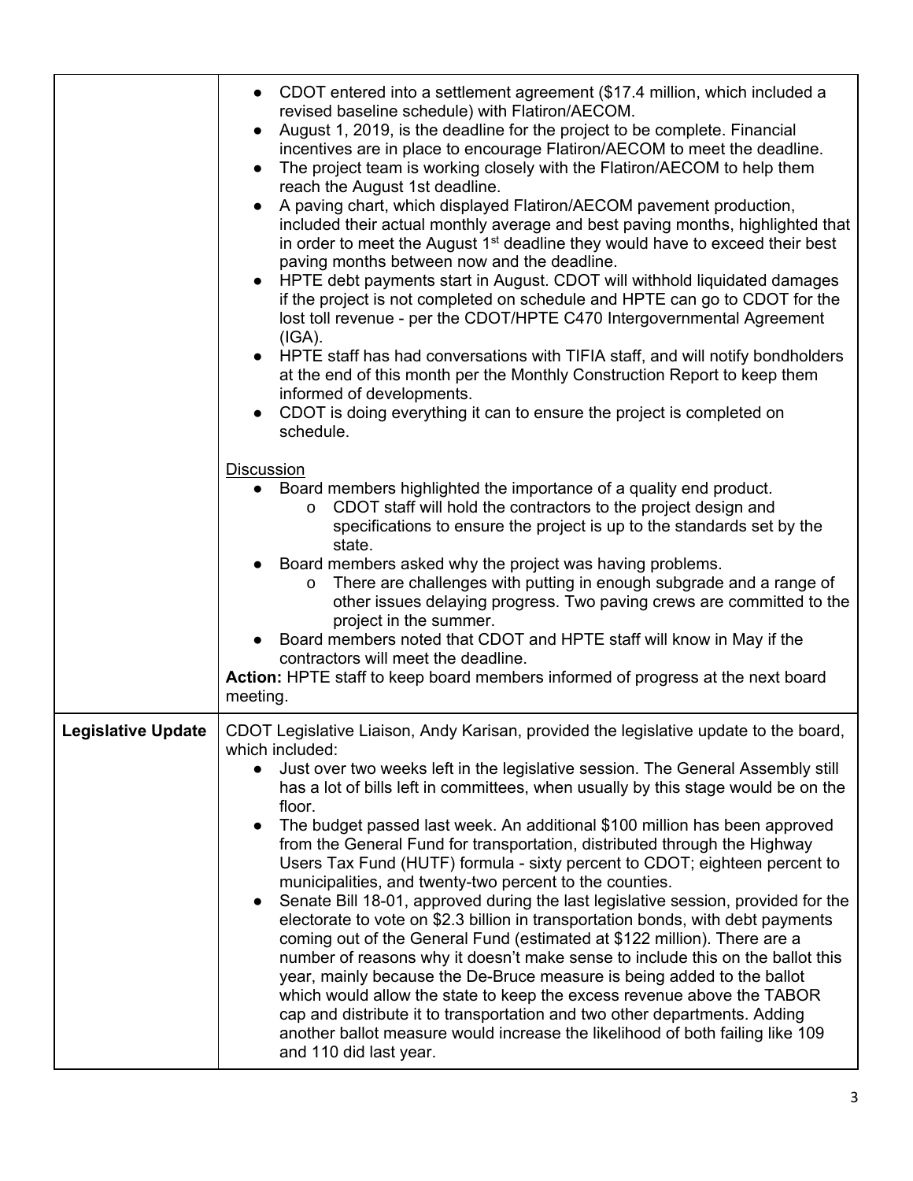| | |
|---|---|
| | • CDOT entered into a settlement agreement ($17.4 million, which included a revised baseline schedule) with Flatiron/AECOM.<br>• August 1, 2019, is the deadline for the project to be complete. Financial incentives are in place to encourage Flatiron/AECOM to meet the deadline.<br>• The project team is working closely with the Flatiron/AECOM to help them reach the August 1st deadline.<br>• A paving chart, which displayed Flatiron/AECOM pavement production, included their actual monthly average and best paving months, highlighted that in order to meet the August 1st deadline they would have to exceed their best paving months between now and the deadline.<br>• HPTE debt payments start in August. CDOT will withhold liquidated damages if the project is not completed on schedule and HPTE can go to CDOT for the lost toll revenue - per the CDOT/HPTE C470 Intergovernmental Agreement (IGA).<br>• HPTE staff has had conversations with TIFIA staff, and will notify bondholders at the end of this month per the Monthly Construction Report to keep them informed of developments.<br>• CDOT is doing everything it can to ensure the project is completed on schedule.<br><br><u>Discussion</u><br>• Board members highlighted the importance of a quality end product.<br>&nbsp;&nbsp;&nbsp;&nbsp;o CDOT staff will hold the contractors to the project design and specifications to ensure the project is up to the standards set by the state.<br>• Board members asked why the project was having problems.<br>&nbsp;&nbsp;&nbsp;&nbsp;o There are challenges with putting in enough subgrade and a range of other issues delaying progress. Two paving crews are committed to the project in the summer.<br>• Board members noted that CDOT and HPTE staff will know in May if the contractors will meet the deadline.<br>**Action:** HPTE staff to keep board members informed of progress at the next board meeting. |
| **Legislative Update** | CDOT Legislative Liaison, Andy Karisan, provided the legislative update to the board, which included:<br>• Just over two weeks left in the legislative session. The General Assembly still has a lot of bills left in committees, when usually by this stage would be on the floor.<br>• The budget passed last week. An additional $100 million has been approved from the General Fund for transportation, distributed through the Highway Users Tax Fund (HUTF) formula - sixty percent to CDOT; eighteen percent to municipalities, and twenty-two percent to the counties.<br>• Senate Bill 18-01, approved during the last legislative session, provided for the electorate to vote on $2.3 billion in transportation bonds, with debt payments coming out of the General Fund (estimated at $122 million). There are a number of reasons why it doesn't make sense to include this on the ballot this year, mainly because the De-Bruce measure is being added to the ballot which would allow the state to keep the excess revenue above the TABOR cap and distribute it to transportation and two other departments. Adding another ballot measure would increase the likelihood of both failing like 109 and 110 did last year. |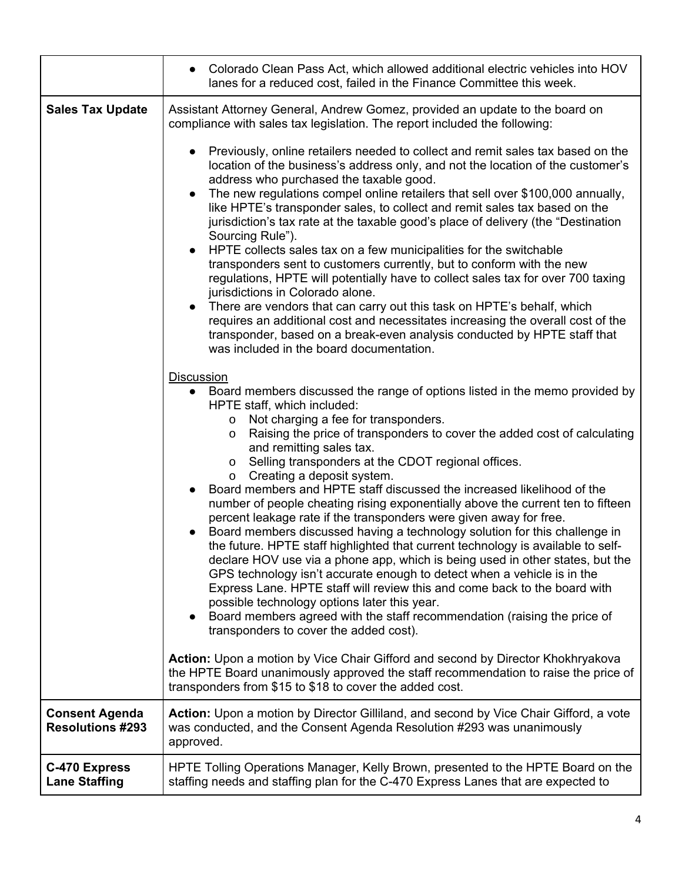| | |
|---|---|
| | • Colorado Clean Pass Act, which allowed additional electric vehicles into HOV lanes for a reduced cost, failed in the Finance Committee this week. |
| **Sales Tax Update** | Assistant Attorney General, Andrew Gomez, provided an update to the board on compliance with sales tax legislation. The report included the following:<br><br>• Previously, online retailers needed to collect and remit sales tax based on the location of the business's address only, and not the location of the customer's address who purchased the taxable good.<br>• The new regulations compel online retailers that sell over $100,000 annually, like HPTE's transponder sales, to collect and remit sales tax based on the jurisdiction's tax rate at the taxable good's place of delivery (the "Destination Sourcing Rule").<br>• HPTE collects sales tax on a few municipalities for the switchable transponders sent to customers currently, but to conform with the new regulations, HPTE will potentially have to collect sales tax for over 700 taxing jurisdictions in Colorado alone.<br>• There are vendors that can carry out this task on HPTE's behalf, which requires an additional cost and necessitates increasing the overall cost of the transponder, based on a break-even analysis conducted by HPTE staff that was included in the board documentation.<br><br><u>Discussion</u><br>• Board members discussed the range of options listed in the memo provided by HPTE staff, which included:<br>  o Not charging a fee for transponders.<br>  o Raising the price of transponders to cover the added cost of calculating and remitting sales tax.<br>  o Selling transponders at the CDOT regional offices.<br>  o Creating a deposit system.<br>• Board members and HPTE staff discussed the increased likelihood of the number of people cheating rising exponentially above the current ten to fifteen percent leakage rate if the transponders were given away for free.<br>• Board members discussed having a technology solution for this challenge in the future. HPTE staff highlighted that current technology is available to self-declare HOV use via a phone app, which is being used in other states, but the GPS technology isn't accurate enough to detect when a vehicle is in the Express Lane. HPTE staff will review this and come back to the board with possible technology options later this year.<br>• Board members agreed with the staff recommendation (raising the price of transponders to cover the added cost).<br><br>**Action:** Upon a motion by Vice Chair Gifford and second by Director Khokhryakova the HPTE Board unanimously approved the staff recommendation to raise the price of transponders from $15 to $18 to cover the added cost. |
| **Consent Agenda Resolutions #293** | **Action:** Upon a motion by Director Gilliland, and second by Vice Chair Gifford, a vote was conducted, and the Consent Agenda Resolution #293 was unanimously approved. |
| **C-470 Express Lane Staffing** | HPTE Tolling Operations Manager, Kelly Brown, presented to the HPTE Board on the staffing needs and staffing plan for the C-470 Express Lanes that are expected to |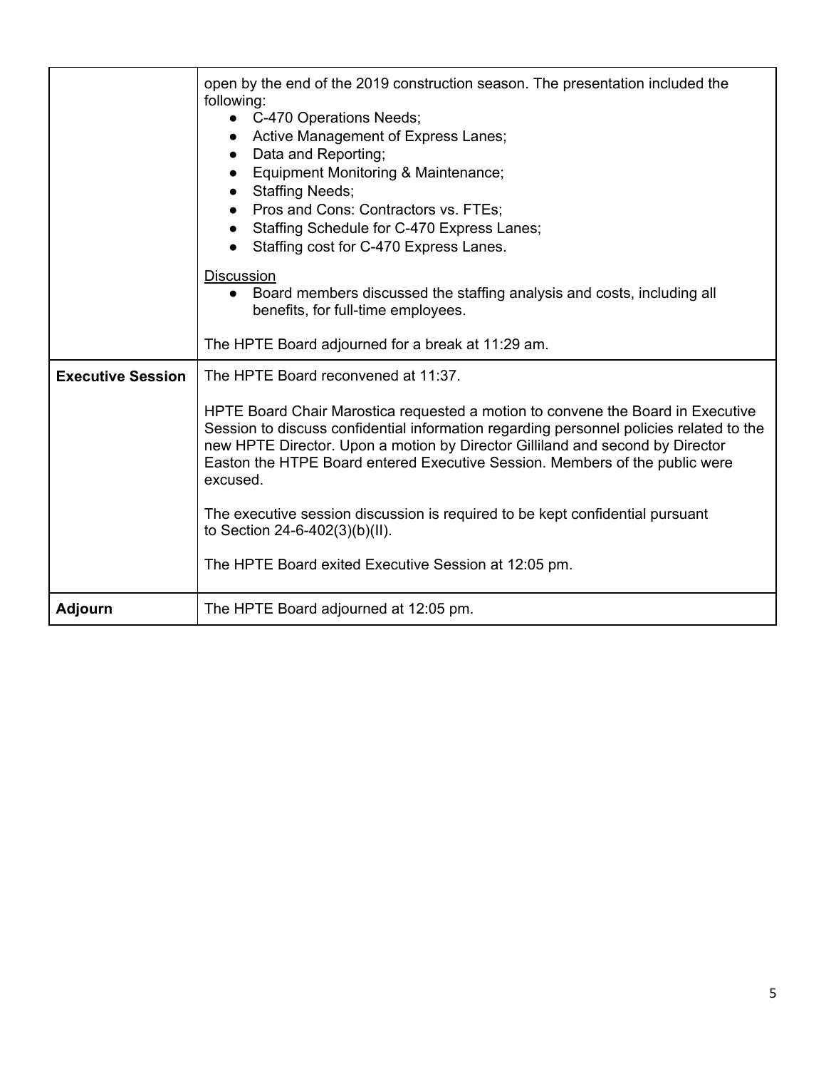| | |
|---|---|
| | open by the end of the 2019 construction season. The presentation included the following:<br>• C-470 Operations Needs;<br>• Active Management of Express Lanes;<br>• Data and Reporting;<br>• Equipment Monitoring & Maintenance;<br>• Staffing Needs;<br>• Pros and Cons: Contractors vs. FTEs;<br>• Staffing Schedule for C-470 Express Lanes;<br>• Staffing cost for C-470 Express Lanes.<br><br><u>Discussion</u><br>• Board members discussed the staffing analysis and costs, including all benefits, for full-time employees.<br><br>The HPTE Board adjourned for a break at 11:29 am. |
| **Executive Session** | The HPTE Board reconvened at 11:37.<br><br>HPTE Board Chair Marostica requested a motion to convene the Board in Executive Session to discuss confidential information regarding personnel policies related to the new HPTE Director. Upon a motion by Director Gilliland and second by Director Easton the HTPE Board entered Executive Session. Members of the public were excused.<br><br>The executive session discussion is required to be kept confidential pursuant to Section 24-6-402(3)(b)(II).<br><br>The HPTE Board exited Executive Session at 12:05 pm. |
| **Adjourn** | The HPTE Board adjourned at 12:05 pm. |